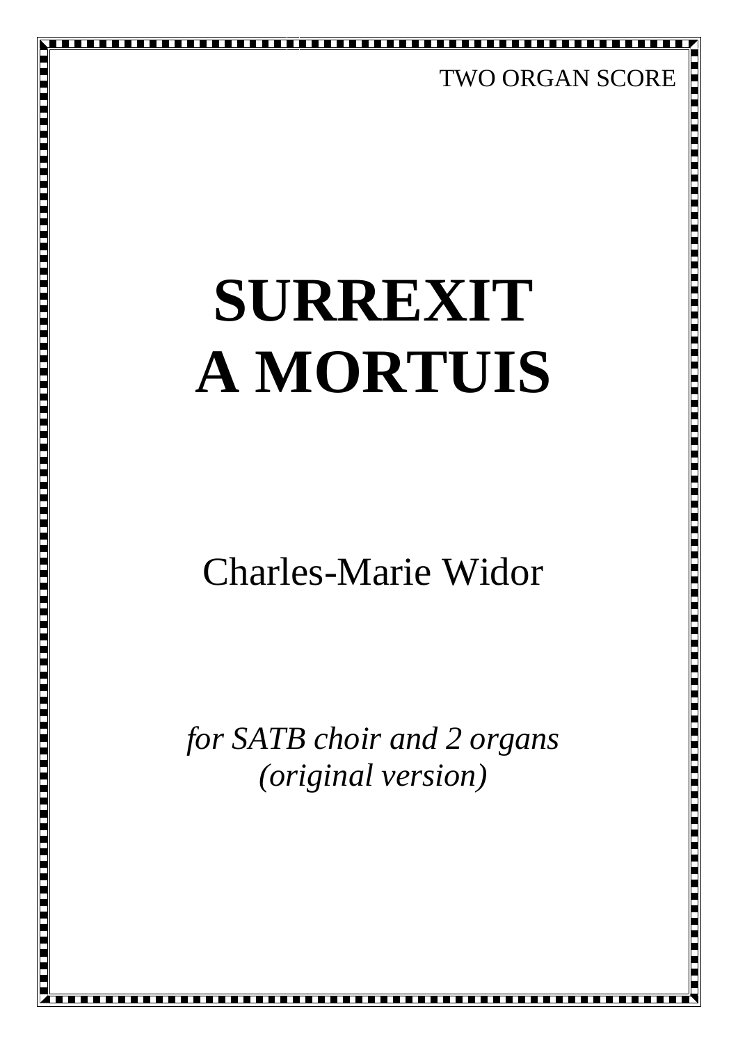TWO ORGAN SCORE

# SURREXIT A MORTUIS

## Charles-Marie Widor

*for SATB choir and 2 organs*
*(original version)*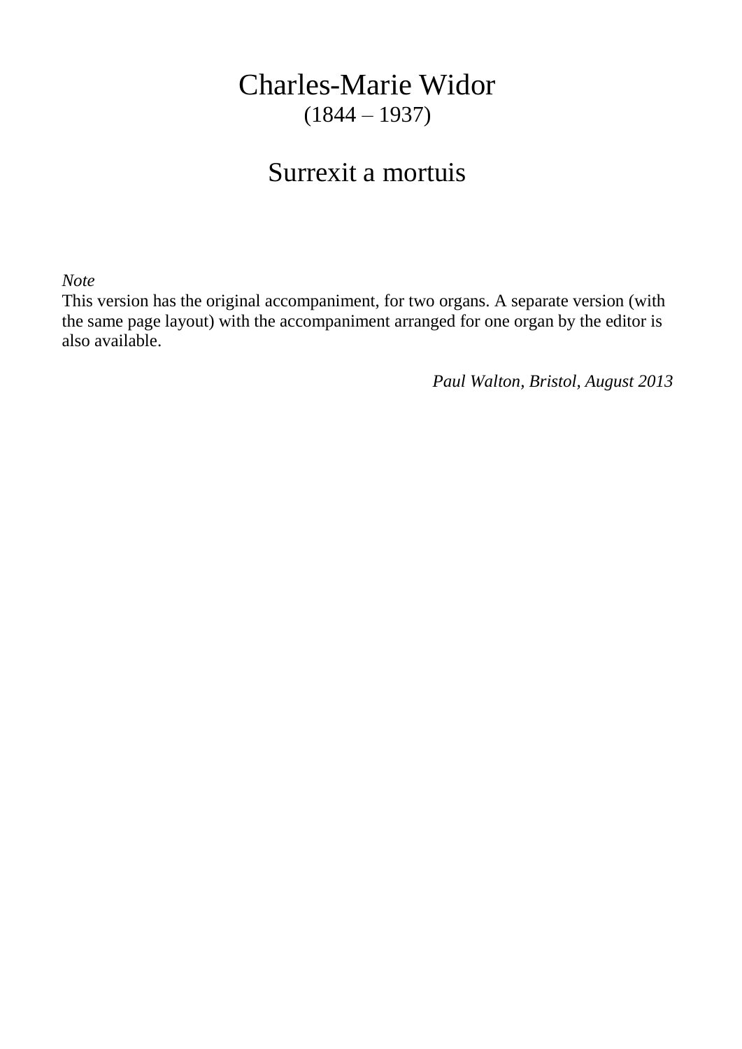# Charles-Marie Widor
(1844 – 1937)

## Surrexit a mortuis

*Note*

This version has the original accompaniment, for two organs. A separate version (with the same page layout) with the accompaniment arranged for one organ by the editor is also available.

*Paul Walton, Bristol, August 2013*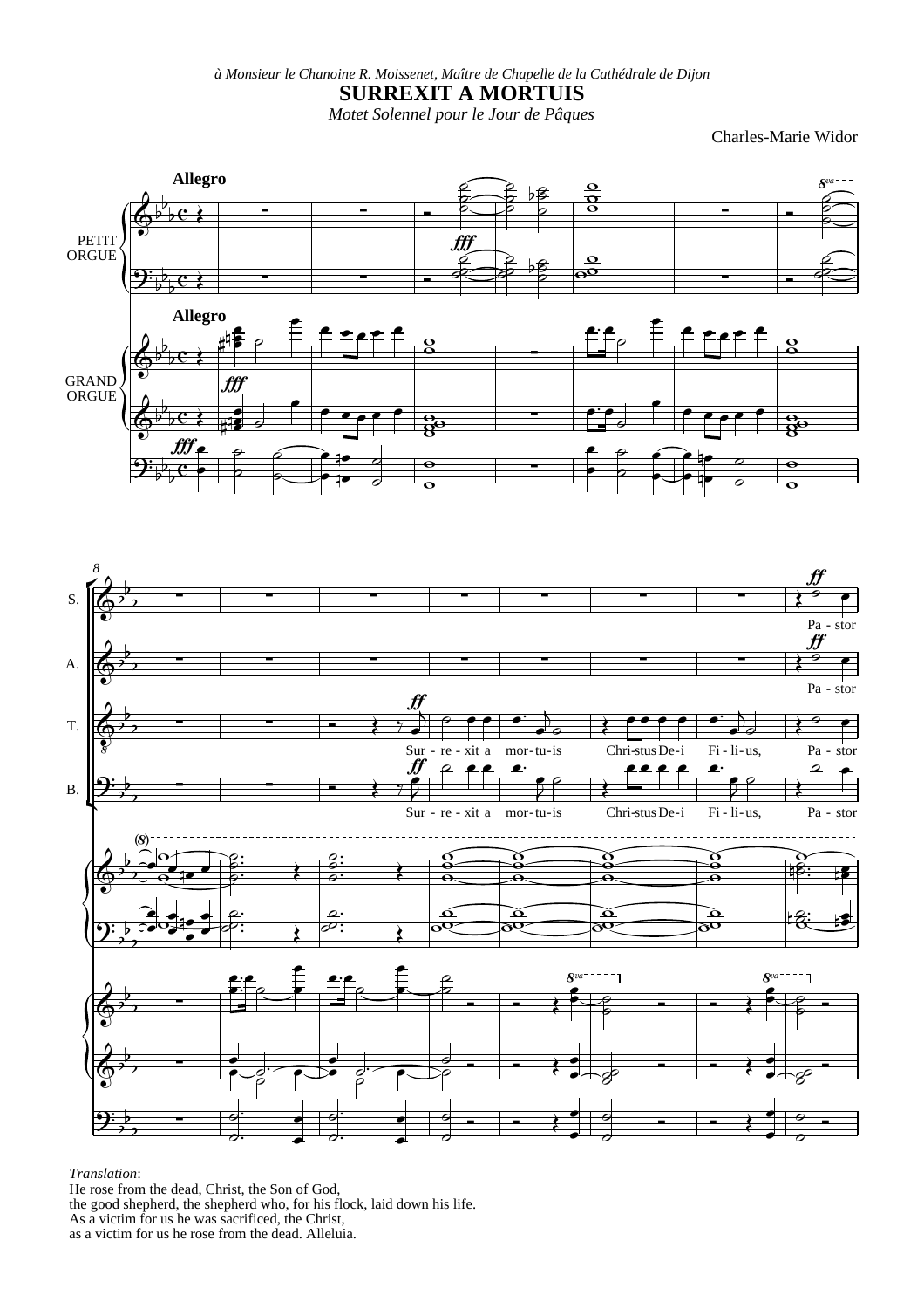*à Monsieur le Chanoine R. Moissenet, Maître de Chapelle de la Cathédrale de Dijon*

# SURREXIT A MORTUIS

*Motet Solennel pour le Jour de Pâques*

Charles-Marie Widor

Allegro

PETIT ORGUE

GRAND ORGUE

S. Pa - stor

A. Pa - stor

T. Sur - re - xit a mor - tu - is Chri - stus De - i Fi - li - us, Pa - stor

B. Sur - re - xit a mor - tu - is Chri - stus De - i Fi - li - us, Pa - stor

*Translation*:
He rose from the dead, Christ, the Son of God,
the good shepherd, the shepherd who, for his flock, laid down his life.
As a victim for us he was sacrificed, the Christ,
as a victim for us he rose from the dead. Alleluia.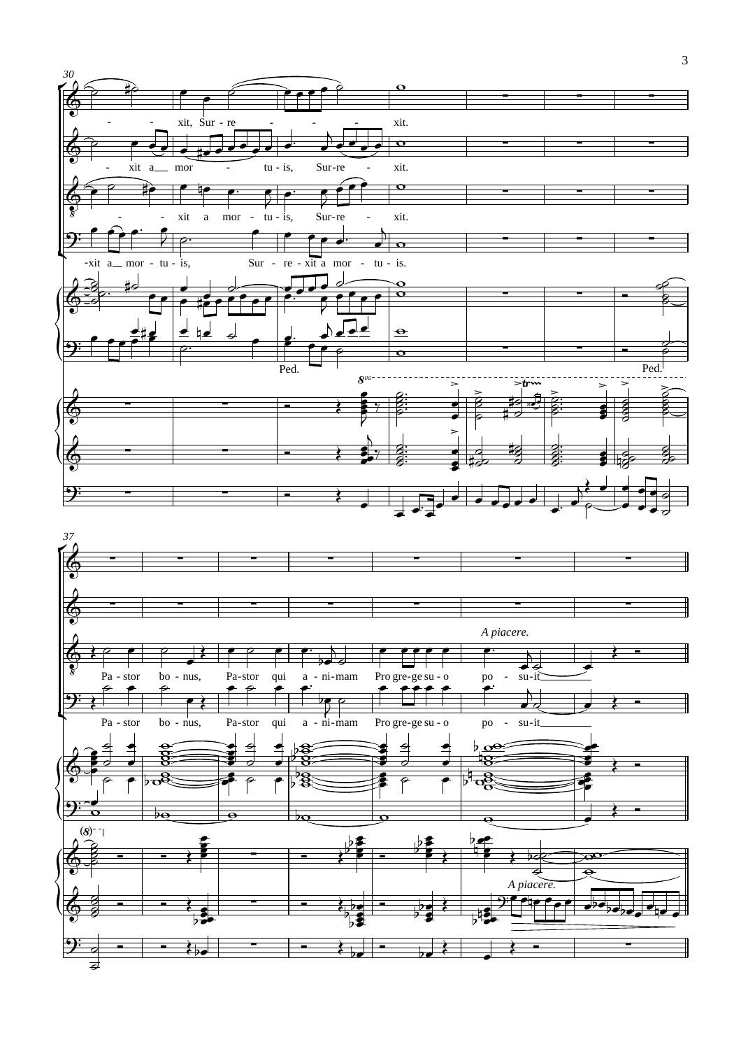30

- - xit, Sur - re - - - xit.

- xit a mor - tu - is, Sur-re - xit.

- - xit a mor - tu - is, Sur-re - xit.

-xit a mor - tu - is, Sur - re - xit a mor - tu - is.

Ped. Ped.

37

*A piacere.*

Pa - stor bo - nus, Pa-stor qui a - ni - mam Pro gre-ge su - o po - su-it

Pa - stor bo - nus, Pa-stor qui a - ni-mam Pro gre-ge su - o po - su-it

*A piacere.*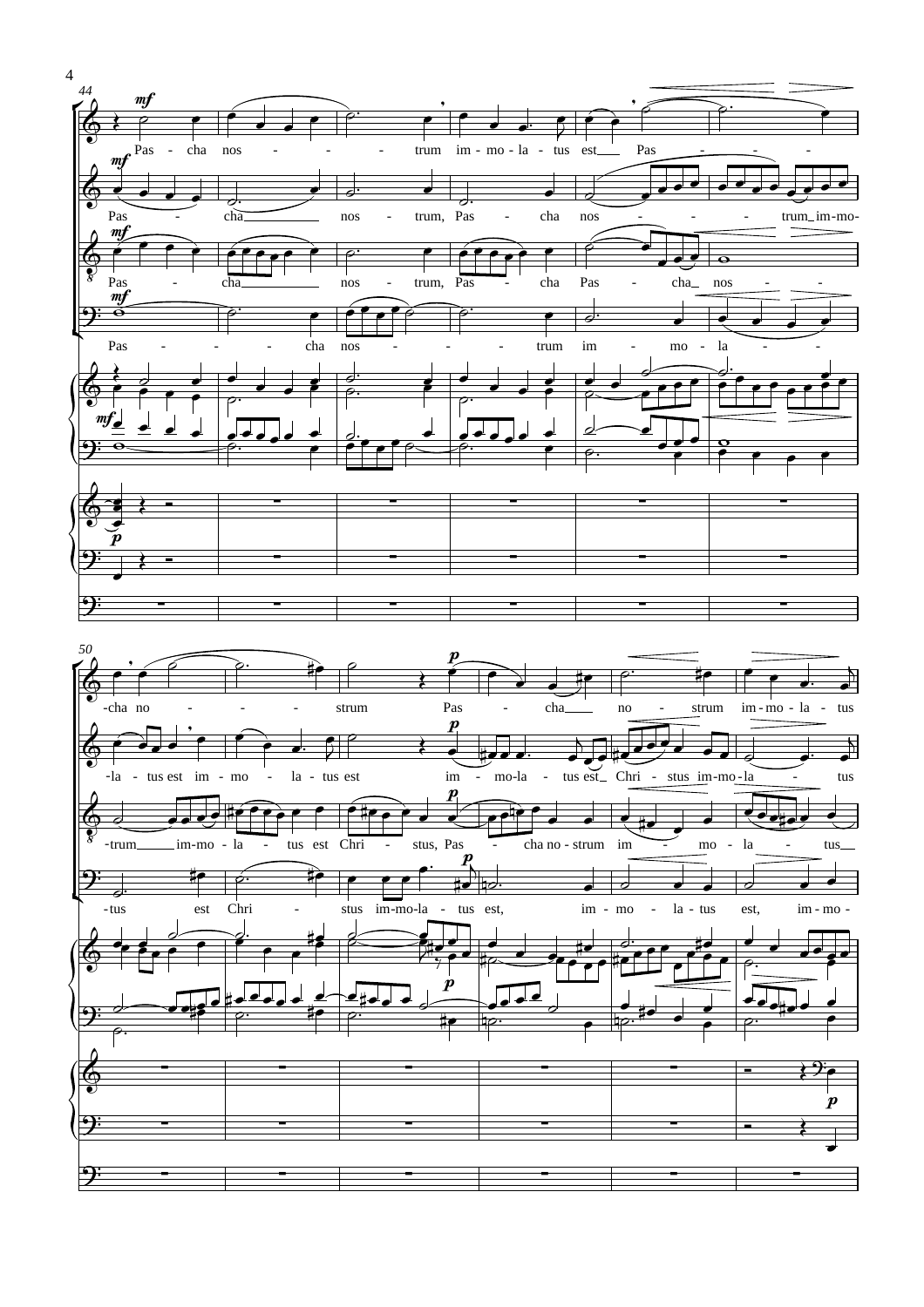44

Pas - cha nos - - - - trum im - mo - la - tus est Pas - - - -

Pas - cha nos - trum, Pas - cha nos - - - - trum im-mo-

Pas - cha nos - trum, Pas - cha Pas - cha nos - - -

Pas - - - - cha nos - - - - trum im - mo - la - - -

50

-cha no - - - - strum Pas - cha no - strum im - mo - la - tus

-la - tus est im - mo - la - tus est im - mo-la - tus est Chri - stus im-mo-la - tus

-trum im-mo - la - tus est Chri - stus, Pas - cha no - strum im - mo - la - tus

-tus est Chri - stus im-mo-la - tus est, im - mo - la - tus est, im - mo -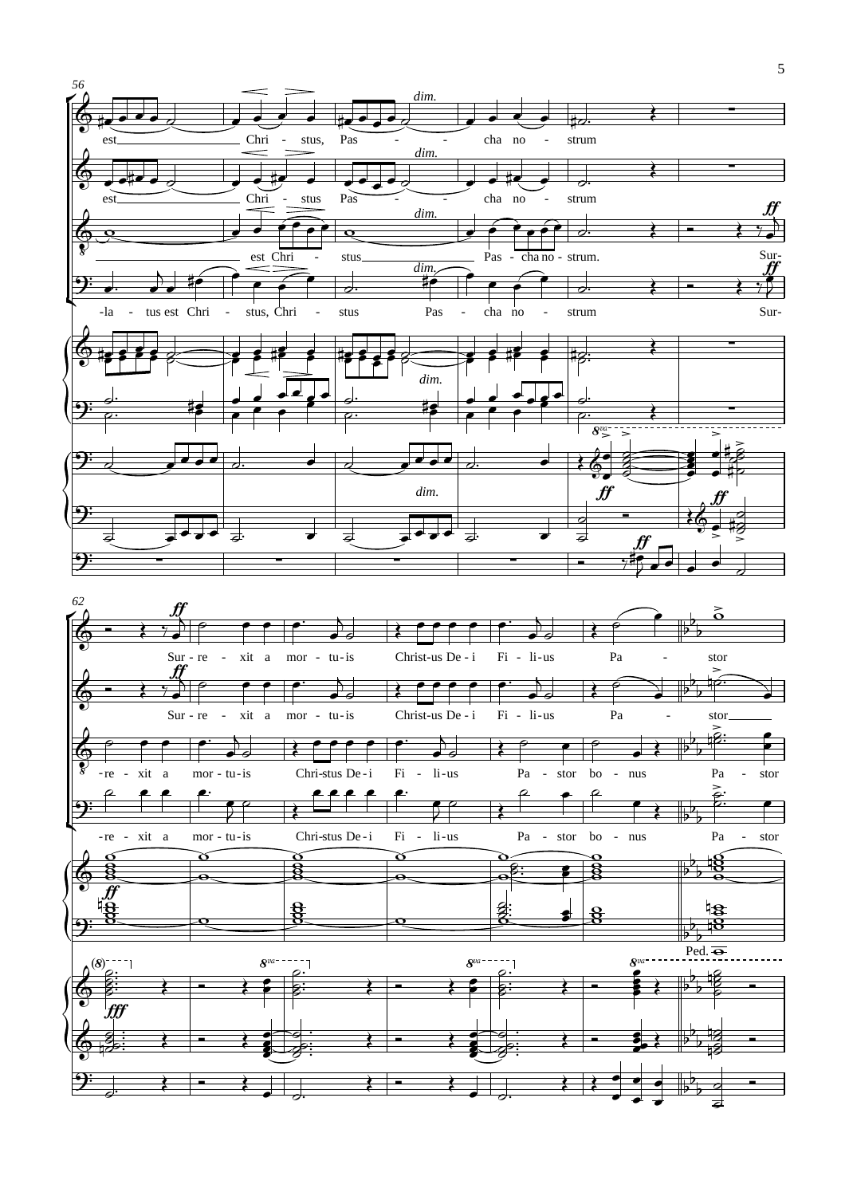56

*dim.*

est Chri - stus, Pas - - cha no - strum

*dim.*

est Chri - stus Pas - - cha no - strum

*dim.* *ff*

est Chri - stus Pas - cha no - strum. Sur-

*dim.* *ff*

-la - tus est Chri - stus, Chri - stus Pas - cha no - strum Sur-

*dim.*

*dim.*

*ff* *ff* *ff*

62

*ff*

Sur - re - xit a mor - tu - is Christ-us De - i Fi - li - us Pa - stor

*ff*

Sur - re - xit a mor - tu - is Christ-us De - i Fi - li - us Pa - stor

-re - xit a mor - tu - is Chri-stus De - i Fi - li - us Pa - stor bo - nus Pa - stor

-re - xit a mor - tu - is Chri-stus De - i Fi - li - us Pa - stor bo - nus Pa - stor

*ff*

Ped.

*fff*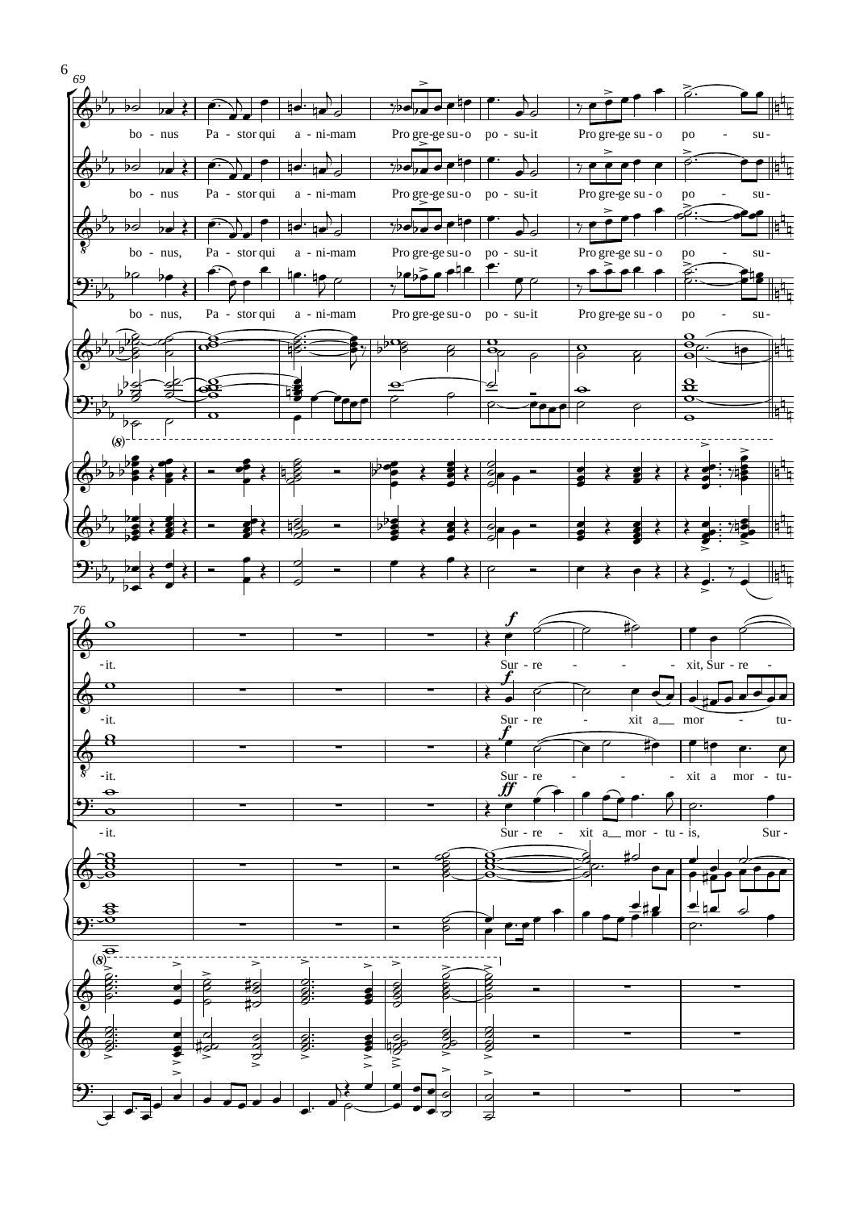69

bo - nus Pa - stor qui a - ni-mam Pro gre-ge su - o po - su-it Pro gre-ge su - o po - su-

bo - nus Pa - stor qui a - ni-mam Pro gre-ge su - o po - su-it Pro gre-ge su - o po - su-

bo - nus, Pa - stor qui a - ni-mam Pro gre-ge su - o po - su-it Pro gre-ge su - o po - su-

bo - nus, Pa - stor qui a - ni-mam Pro gre-ge su - o po - su-it Pro gre-ge su - o po - su-

76

-it. Sur - re - - - xit, Sur - re -

-it. Sur - re - xit a mor - tu-

-it. Sur - re - - - xit a mor - tu-

-it. Sur - re - xit a mor - tu - is, Sur-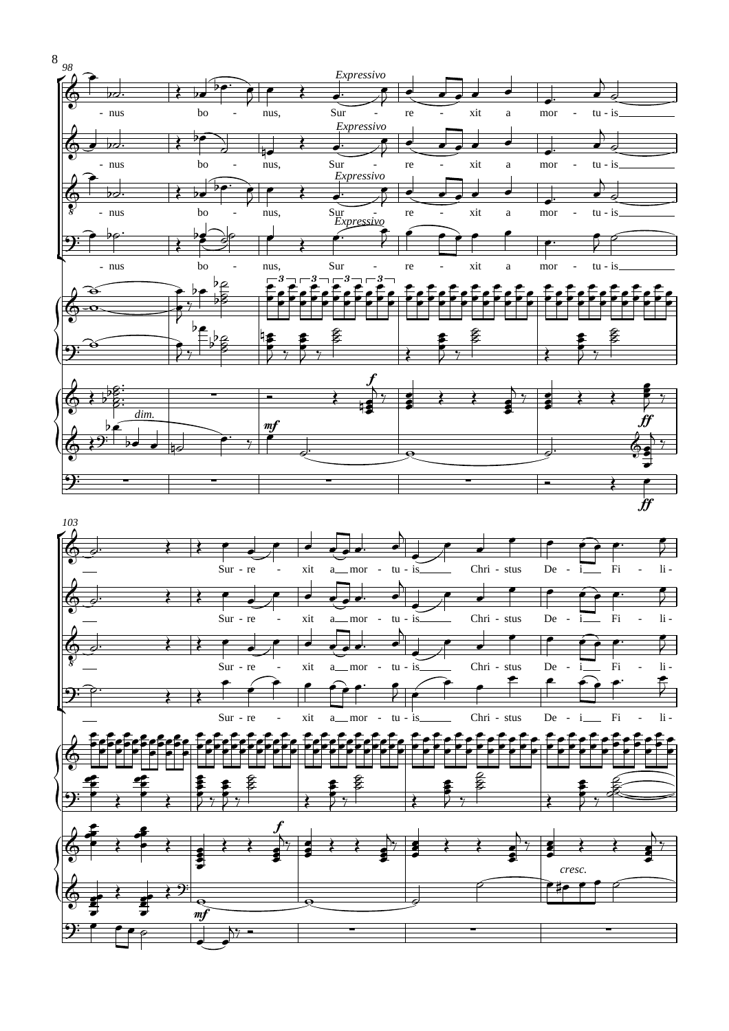98

*Expressivo*

- nus bo - nus, Sur - re - xit a mor - tu - is

*dim.* *mf* *f* *ff*

103

Sur - re - xit a mor - tu - is Chri - stus De - i Fi - li-

*f* *mf* *cresc.*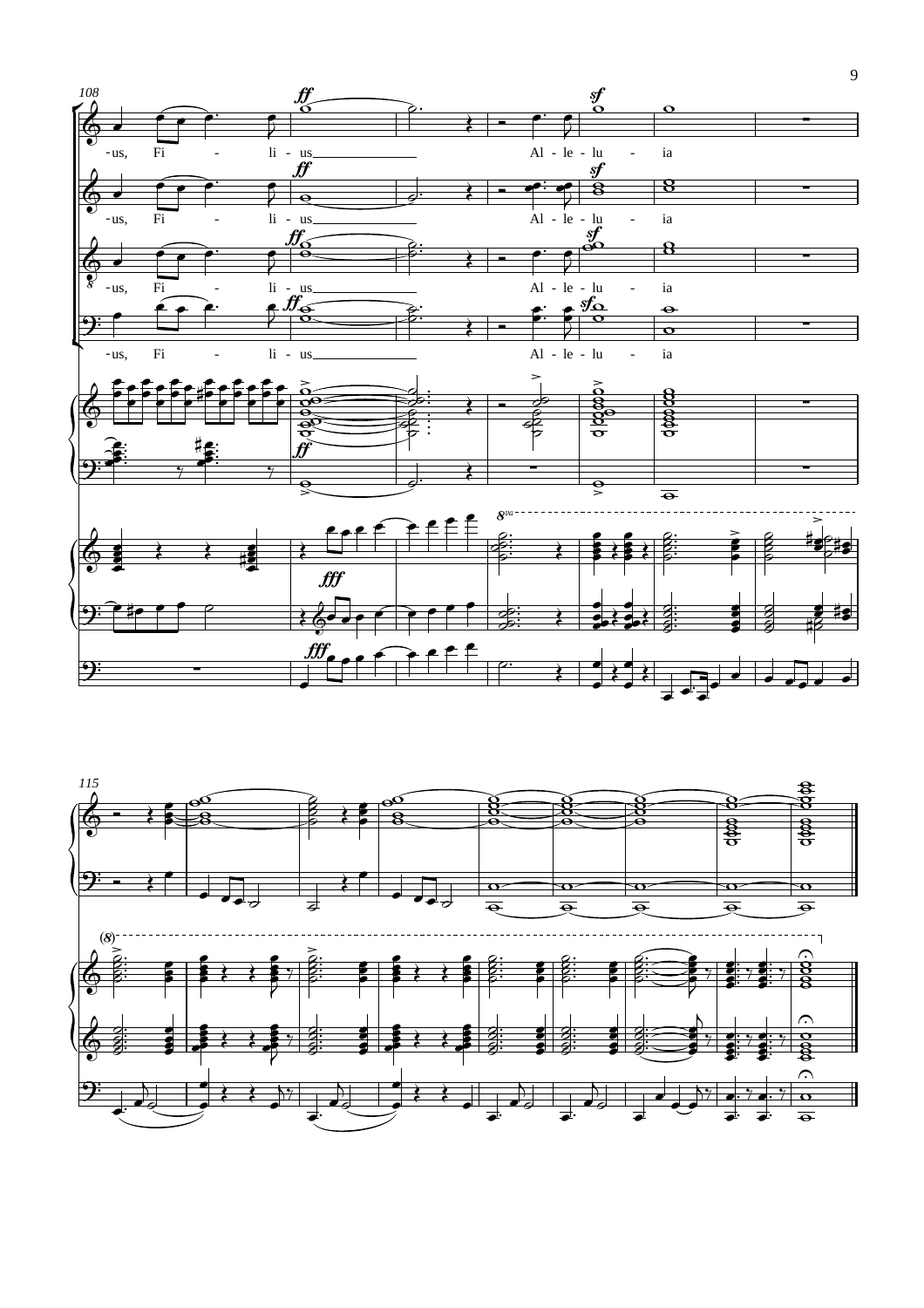-us, Fi - li - us Al - le - lu - ia

-us, Fi - li - us Al - le - lu - ia

-us, Fi - li - us Al - le - lu - ia

-us, Fi - li - us Al - le - lu - ia